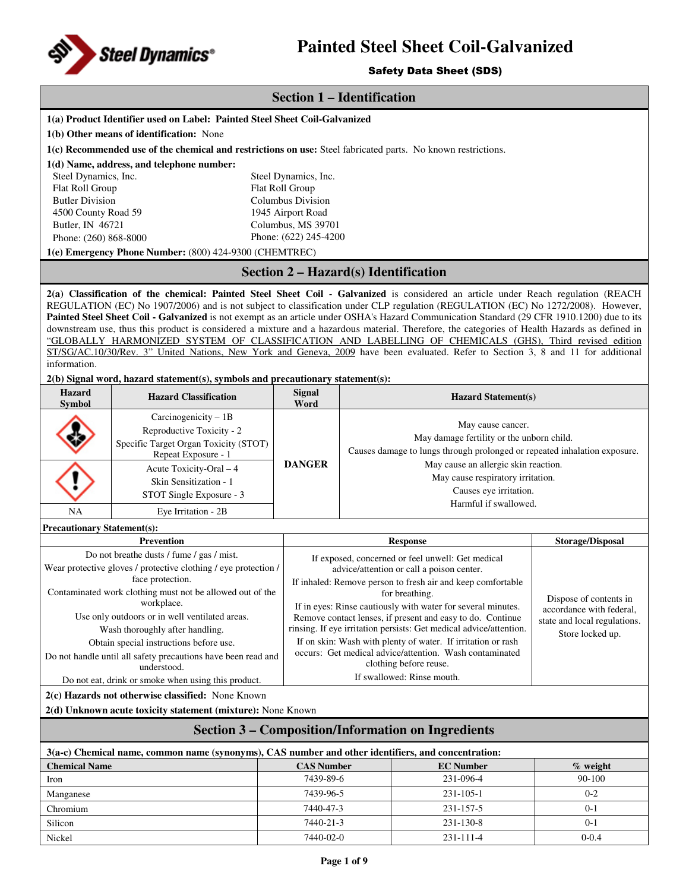# Painted Steel Sheet Coil-Galvanized

**Safety Data Sheet (SDS)**

## Section 1 – Identification

**1(a) Product Identifier used on Label: Painted Steel Sheet Coil-Galvanized**

**1(b) Other means of identification:** None

**1(c) Recommended use of the chemical and restrictions on use:** Steel fabricated parts. No known restrictions.

**1(d) Name, address, and telephone number:**

Steel Dynamics, Inc.
Flat Roll Group
Butler Division
4500 County Road 59
Butler, IN 46721
Phone: (260) 868-8000

Steel Dynamics, Inc.
Flat Roll Group
Columbus Division
1945 Airport Road
Columbus, MS 39701
Phone: (622) 245-4200

**1(e) Emergency Phone Number:** (800) 424-9300 (CHEMTREC)

## Section 2 – Hazard(s) Identification

**2(a) Classification of the chemical: Painted Steel Sheet Coil - Galvanized** is considered an article under Reach regulation (REACH REGULATION (EC) No 1907/2006) and is not subject to classification under CLP regulation (REGULATION (EC) No 1272/2008). However, **Painted Steel Sheet Coil - Galvanized** is not exempt as an article under OSHA's Hazard Communication Standard (29 CFR 1910.1200) due to its downstream use, thus this product is considered a mixture and a hazardous material. Therefore, the categories of Health Hazards as defined in "GLOBALLY HARMONIZED SYSTEM OF CLASSIFICATION AND LABELLING OF CHEMICALS (GHS), Third revised edition ST/SG/AC.10/30/Rev. 3" United Nations, New York and Geneva, 2009 have been evaluated. Refer to Section 3, 8 and 11 for additional information.

**2(b) Signal word, hazard statement(s), symbols and precautionary statement(s):**

| Hazard Symbol | Hazard Classification | Signal Word | Hazard Statement(s) |
|---|---|---|---|
| | Carcinogenicity – 1B<br>Reproductive Toxicity - 2<br>Specific Target Organ Toxicity (STOT) Repeat Exposure - 1 | DANGER | May cause cancer.<br>May damage fertility or the unborn child.<br>Causes damage to lungs through prolonged or repeated inhalation exposure.<br>May cause an allergic skin reaction.<br>May cause respiratory irritation.<br>Causes eye irritation.<br>Harmful if swallowed. |
| | Acute Toxicity-Oral – 4<br>Skin Sensitization - 1<br>STOT Single Exposure - 3 | | |
| NA | Eye Irritation - 2B | | |

**Precautionary Statement(s):**

| Prevention | Response | Storage/Disposal |
|---|---|---|
| Do not breathe dusts / fume / gas / mist.<br>Wear protective gloves / protective clothing / eye protection / face protection.<br>Contaminated work clothing must not be allowed out of the workplace.<br>Use only outdoors or in well ventilated areas.<br>Wash thoroughly after handling.<br>Obtain special instructions before use.<br>Do not handle until all safety precautions have been read and understood.<br>Do not eat, drink or smoke when using this product. | If exposed, concerned or feel unwell: Get medical advice/attention or call a poison center.<br>If inhaled: Remove person to fresh air and keep comfortable for breathing.<br>If in eyes: Rinse cautiously with water for several minutes. Remove contact lenses, if present and easy to do. Continue rinsing. If eye irritation persists: Get medical advice/attention.<br>If on skin: Wash with plenty of water. If irritation or rash occurs: Get medical advice/attention. Wash contaminated clothing before reuse.<br>If swallowed: Rinse mouth. | Dispose of contents in accordance with federal, state and local regulations.<br>Store locked up. |

**2(c) Hazards not otherwise classified:** None Known

**2(d) Unknown acute toxicity statement (mixture):** None Known

## Section 3 – Composition/Information on Ingredients

**3(a-c) Chemical name, common name (synonyms), CAS number and other identifiers, and concentration:**

| Chemical Name | CAS Number | EC Number | % weight |
|---|---|---|---|
| Iron | 7439-89-6 | 231-096-4 | 90-100 |
| Manganese | 7439-96-5 | 231-105-1 | 0-2 |
| Chromium | 7440-47-3 | 231-157-5 | 0-1 |
| Silicon | 7440-21-3 | 231-130-8 | 0-1 |
| Nickel | 7440-02-0 | 231-111-4 | 0-0.4 |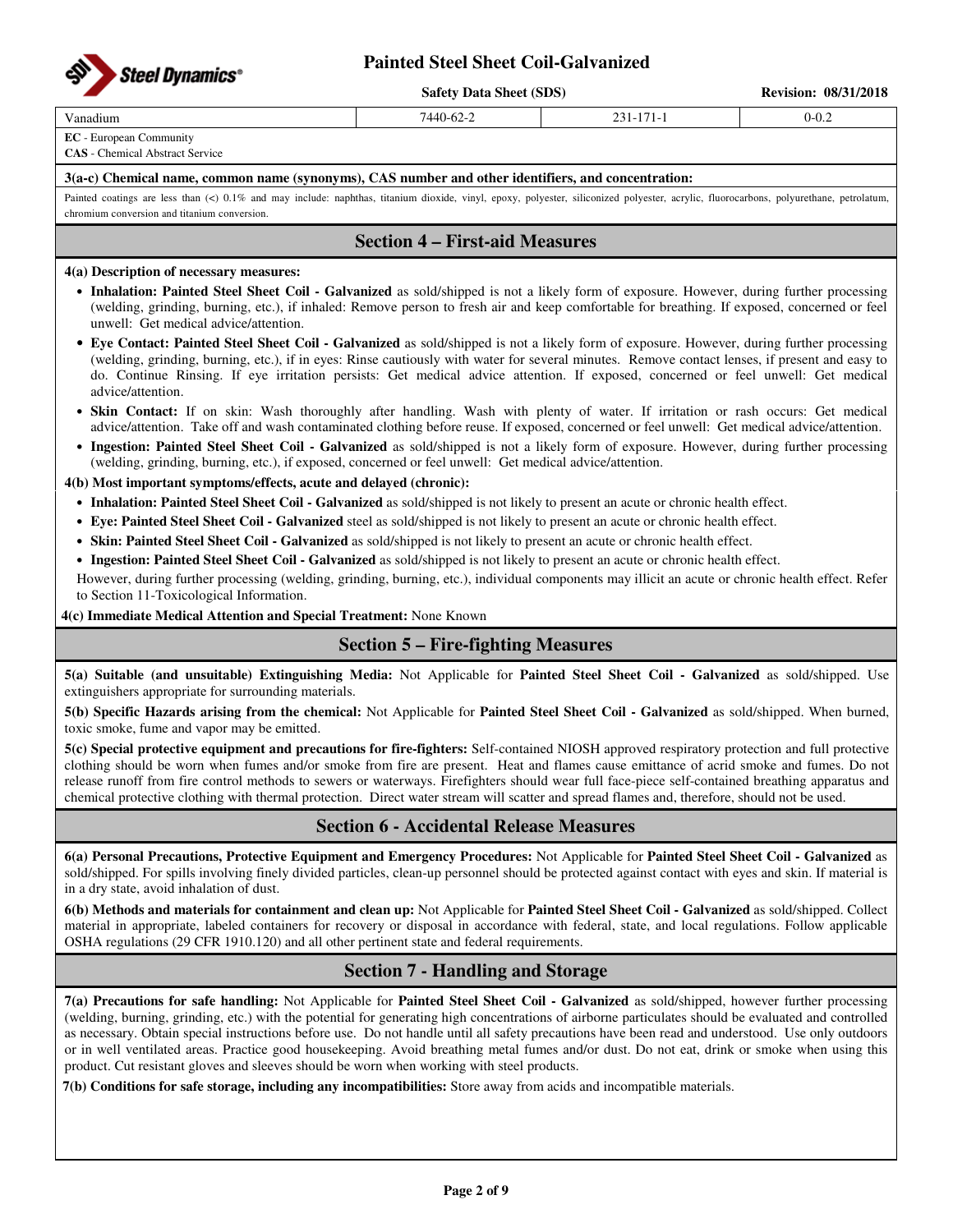| | | | |
|---|---|---|---|
| Vanadium | 7440-62-2 | 231-171-1 | 0-0.2 |

**EC** - European Community
**CAS** - Chemical Abstract Service

**3(a-c) Chemical name, common name (synonyms), CAS number and other identifiers, and concentration:**

Painted coatings are less than (<) 0.1% and may include: naphthas, titanium dioxide, vinyl, epoxy, polyester, siliconized polyester, acrylic, fluorocarbons, polyurethane, petrolatum, chromium conversion and titanium conversion.

## Section 4 – First-aid Measures

**4(a) Description of necessary measures:**

- **Inhalation: Painted Steel Sheet Coil - Galvanized** as sold/shipped is not a likely form of exposure. However, during further processing (welding, grinding, burning, etc.), if inhaled: Remove person to fresh air and keep comfortable for breathing. If exposed, concerned or feel unwell: Get medical advice/attention.
- **Eye Contact: Painted Steel Sheet Coil - Galvanized** as sold/shipped is not a likely form of exposure. However, during further processing (welding, grinding, burning, etc.), if in eyes: Rinse cautiously with water for several minutes. Remove contact lenses, if present and easy to do. Continue Rinsing. If eye irritation persists: Get medical advice attention. If exposed, concerned or feel unwell: Get medical advice/attention.
- **Skin Contact:** If on skin: Wash thoroughly after handling. Wash with plenty of water. If irritation or rash occurs: Get medical advice/attention. Take off and wash contaminated clothing before reuse. If exposed, concerned or feel unwell: Get medical advice/attention.
- **Ingestion: Painted Steel Sheet Coil - Galvanized** as sold/shipped is not a likely form of exposure. However, during further processing (welding, grinding, burning, etc.), if exposed, concerned or feel unwell: Get medical advice/attention.

**4(b) Most important symptoms/effects, acute and delayed (chronic):**

- **Inhalation: Painted Steel Sheet Coil - Galvanized** as sold/shipped is not likely to present an acute or chronic health effect.
- **Eye: Painted Steel Sheet Coil - Galvanized** steel as sold/shipped is not likely to present an acute or chronic health effect.
- **Skin: Painted Steel Sheet Coil - Galvanized** as sold/shipped is not likely to present an acute or chronic health effect.
- **Ingestion: Painted Steel Sheet Coil - Galvanized** as sold/shipped is not likely to present an acute or chronic health effect.

However, during further processing (welding, grinding, burning, etc.), individual components may illicit an acute or chronic health effect. Refer to Section 11-Toxicological Information.

**4(c) Immediate Medical Attention and Special Treatment:** None Known

## Section 5 – Fire-fighting Measures

**5(a) Suitable (and unsuitable) Extinguishing Media:** Not Applicable for **Painted Steel Sheet Coil - Galvanized** as sold/shipped. Use extinguishers appropriate for surrounding materials.

**5(b) Specific Hazards arising from the chemical:** Not Applicable for **Painted Steel Sheet Coil - Galvanized** as sold/shipped. When burned, toxic smoke, fume and vapor may be emitted.

**5(c) Special protective equipment and precautions for fire-fighters:** Self-contained NIOSH approved respiratory protection and full protective clothing should be worn when fumes and/or smoke from fire are present. Heat and flames cause emittance of acrid smoke and fumes. Do not release runoff from fire control methods to sewers or waterways. Firefighters should wear full face-piece self-contained breathing apparatus and chemical protective clothing with thermal protection. Direct water stream will scatter and spread flames and, therefore, should not be used.

## Section 6 - Accidental Release Measures

**6(a) Personal Precautions, Protective Equipment and Emergency Procedures:** Not Applicable for **Painted Steel Sheet Coil - Galvanized** as sold/shipped. For spills involving finely divided particles, clean-up personnel should be protected against contact with eyes and skin. If material is in a dry state, avoid inhalation of dust.

**6(b) Methods and materials for containment and clean up:** Not Applicable for **Painted Steel Sheet Coil - Galvanized** as sold/shipped. Collect material in appropriate, labeled containers for recovery or disposal in accordance with federal, state, and local regulations. Follow applicable OSHA regulations (29 CFR 1910.120) and all other pertinent state and federal requirements.

## Section 7 - Handling and Storage

**7(a) Precautions for safe handling:** Not Applicable for **Painted Steel Sheet Coil - Galvanized** as sold/shipped, however further processing (welding, burning, grinding, etc.) with the potential for generating high concentrations of airborne particulates should be evaluated and controlled as necessary. Obtain special instructions before use. Do not handle until all safety precautions have been read and understood. Use only outdoors or in well ventilated areas. Practice good housekeeping. Avoid breathing metal fumes and/or dust. Do not eat, drink or smoke when using this product. Cut resistant gloves and sleeves should be worn when working with steel products.

**7(b) Conditions for safe storage, including any incompatibilities:** Store away from acids and incompatible materials.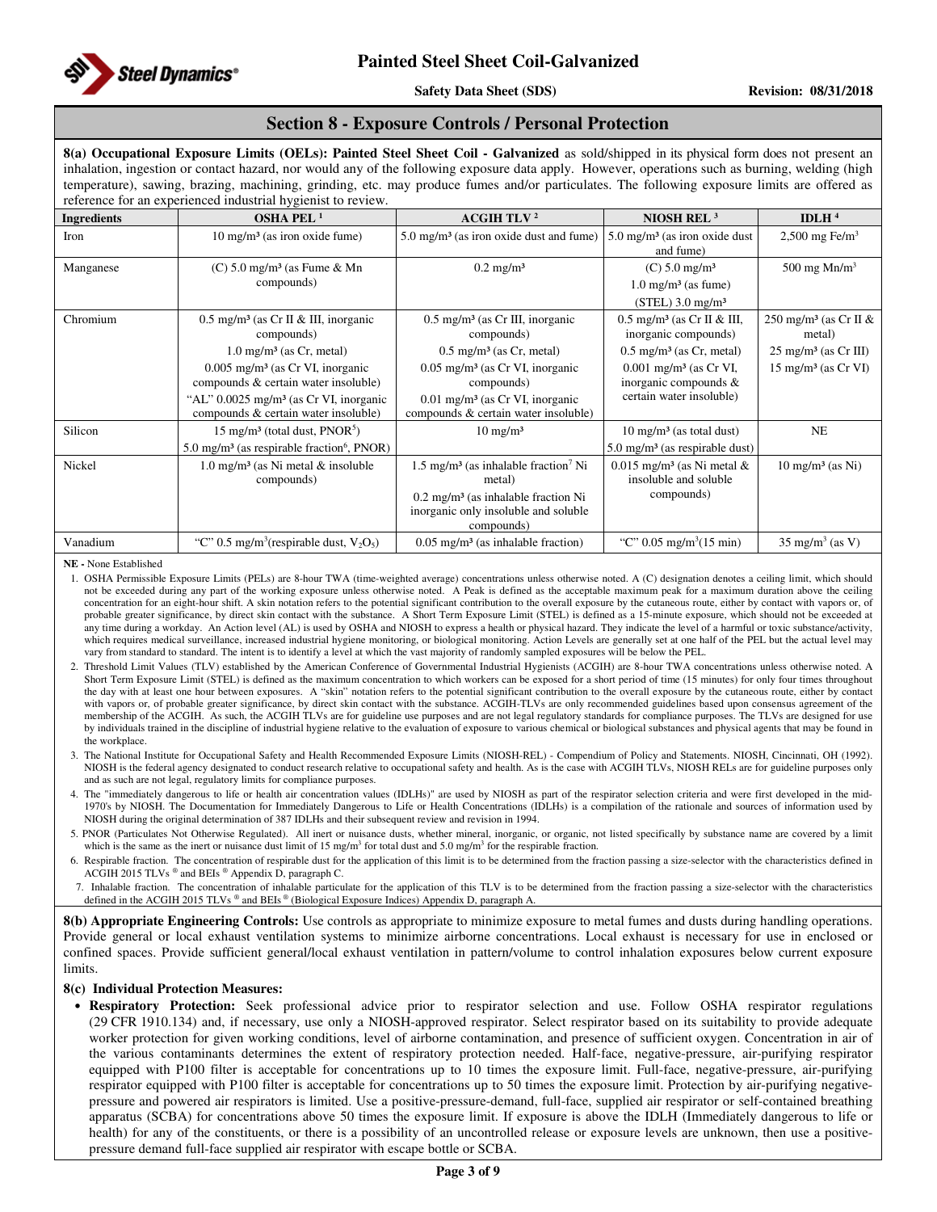## Section 8 - Exposure Controls / Personal Protection

**8(a) Occupational Exposure Limits (OELs): Painted Steel Sheet Coil - Galvanized** as sold/shipped in its physical form does not present an inhalation, ingestion or contact hazard, nor would any of the following exposure data apply. However, operations such as burning, welding (high temperature), sawing, brazing, machining, grinding, etc. may produce fumes and/or particulates. The following exposure limits are offered as reference for an experienced industrial hygienist to review.

| Ingredients | OSHA PEL [1] | ACGIH TLV [2] | NIOSH REL [3] | IDLH [4] |
|---|---|---|---|---|
| Iron | 10 mg/m³ (as iron oxide fume) | 5.0 mg/m³ (as iron oxide dust and fume) | 5.0 mg/m³ (as iron oxide dust and fume) | 2,500 mg Fe/m³ |
| Manganese | (C) 5.0 mg/m³ (as Fume & Mn compounds) | 0.2 mg/m³ | (C) 5.0 mg/m³<br>1.0 mg/m³ (as fume)<br>(STEL) 3.0 mg/m³ | 500 mg Mn/m³ |
| Chromium | 0.5 mg/m³ (as Cr II & III, inorganic compounds)<br>1.0 mg/m³ (as Cr, metal)<br>0.005 mg/m³ (as Cr VI, inorganic compounds & certain water insoluble)<br>"AL" 0.0025 mg/m³ (as Cr VI, inorganic compounds & certain water insoluble) | 0.5 mg/m³ (as Cr III, inorganic compounds)<br>0.5 mg/m³ (as Cr, metal)<br>0.05 mg/m³ (as Cr VI, inorganic compounds)<br>0.01 mg/m³ (as Cr VI, inorganic compounds & certain water insoluble) | 0.5 mg/m³ (as Cr II & III, inorganic compounds)<br>0.5 mg/m³ (as Cr, metal)<br>0.001 mg/m³ (as Cr VI, inorganic compounds & certain water insoluble) | 250 mg/m³ (as Cr II & metal)<br>25 mg/m³ (as Cr III)<br>15 mg/m³ (as Cr VI) |
| Silicon | 15 mg/m³ (total dust, PNOR[5])<br>5.0 mg/m³ (as respirable fraction[6], PNOR) | 10 mg/m³ | 10 mg/m³ (as total dust)<br>5.0 mg/m³ (as respirable dust) | NE |
| Nickel | 1.0 mg/m³ (as Ni metal & insoluble compounds) | 1.5 mg/m³ (as inhalable fraction[7] Ni metal)<br>0.2 mg/m³ (as inhalable fraction Ni inorganic only insoluble and soluble compounds) | 0.015 mg/m³ (as Ni metal & insoluble and soluble compounds) | 10 mg/m³ (as Ni) |
| Vanadium | "C" 0.5 mg/m³(respirable dust, $V_2O_5$) | 0.05 mg/m³ (as inhalable fraction) | "C" 0.05 mg/m³(15 min) | 35 mg/m³ (as V) |

**NE -** None Established

1. OSHA Permissible Exposure Limits (PELs) are 8-hour TWA (time-weighted average) concentrations unless otherwise noted. A (C) designation denotes a ceiling limit, which should not be exceeded during any part of the working exposure unless otherwise noted. A Peak is defined as the acceptable maximum peak for a maximum duration above the ceiling concentration for an eight-hour shift. A skin notation refers to the potential significant contribution to the overall exposure by the cutaneous route, either by contact with vapors or, of probable greater significance, by direct skin contact with the substance. A Short Term Exposure Limit (STEL) is defined as a 15-minute exposure, which should not be exceeded at any time during a workday. An Action level (AL) is used by OSHA and NIOSH to express a health or physical hazard. They indicate the level of a harmful or toxic substance/activity, which requires medical surveillance, increased industrial hygiene monitoring, or biological monitoring. Action Levels are generally set at one half of the PEL but the actual level may vary from standard to standard. The intent is to identify a level at which the vast majority of randomly sampled exposures will be below the PEL.
2. Threshold Limit Values (TLV) established by the American Conference of Governmental Industrial Hygienists (ACGIH) are 8-hour TWA concentrations unless otherwise noted. A Short Term Exposure Limit (STEL) is defined as the maximum concentration to which workers can be exposed for a short period of time (15 minutes) for only four times throughout the day with at least one hour between exposures. A "skin" notation refers to the potential significant contribution to the overall exposure by the cutaneous route, either by contact with vapors or, of probable greater significance, by direct skin contact with the substance. ACGIH-TLVs are only recommended guidelines based upon consensus agreement of the membership of the ACGIH. As such, the ACGIH TLVs are for guideline use purposes and are not legal regulatory standards for compliance purposes. The TLVs are designed for use by individuals trained in the discipline of industrial hygiene relative to the evaluation of exposure to various chemical or biological substances and physical agents that may be found in the workplace.
3. The National Institute for Occupational Safety and Health Recommended Exposure Limits (NIOSH-REL) - Compendium of Policy and Statements. NIOSH, Cincinnati, OH (1992). NIOSH is the federal agency designated to conduct research relative to occupational safety and health. As is the case with ACGIH TLVs, NIOSH RELs are for guideline purposes only and as such are not legal, regulatory limits for compliance purposes.
4. The "immediately dangerous to life or health air concentration values (IDLHs)" are used by NIOSH as part of the respirator selection criteria and were first developed in the mid-1970's by NIOSH. The Documentation for Immediately Dangerous to Life or Health Concentrations (IDLHs) is a compilation of the rationale and sources of information used by NIOSH during the original determination of 387 IDLHs and their subsequent review and revision in 1994.
5. PNOR (Particulates Not Otherwise Regulated). All inert or nuisance dusts, whether mineral, inorganic, or organic, not listed specifically by substance name are covered by a limit which is the same as the inert or nuisance dust limit of 15 mg/m³ for total dust and 5.0 mg/m³ for the respirable fraction.
6. Respirable fraction. The concentration of respirable dust for the application of this limit is to be determined from the fraction passing a size-selector with the characteristics defined in ACGIH 2015 TLVs ® and BEIs ® Appendix D, paragraph C.
7. Inhalable fraction. The concentration of inhalable particulate for the application of this TLV is to be determined from the fraction passing a size-selector with the characteristics defined in the ACGIH 2015 TLVs ® and BEIs ® (Biological Exposure Indices) Appendix D, paragraph A.

**8(b) Appropriate Engineering Controls:** Use controls as appropriate to minimize exposure to metal fumes and dusts during handling operations. Provide general or local exhaust ventilation systems to minimize airborne concentrations. Local exhaust is necessary for use in enclosed or confined spaces. Provide sufficient general/local exhaust ventilation in pattern/volume to control inhalation exposures below current exposure limits.

**8(c) Individual Protection Measures:**

- **Respiratory Protection:** Seek professional advice prior to respirator selection and use. Follow OSHA respirator regulations (29 CFR 1910.134) and, if necessary, use only a NIOSH-approved respirator. Select respirator based on its suitability to provide adequate worker protection for given working conditions, level of airborne contamination, and presence of sufficient oxygen. Concentration in air of the various contaminants determines the extent of respiratory protection needed. Half-face, negative-pressure, air-purifying respirator equipped with P100 filter is acceptable for concentrations up to 10 times the exposure limit. Full-face, negative-pressure, air-purifying respirator equipped with P100 filter is acceptable for concentrations up to 50 times the exposure limit. Protection by air-purifying negative-pressure and powered air respirators is limited. Use a positive-pressure-demand, full-face, supplied air respirator or self-contained breathing apparatus (SCBA) for concentrations above 50 times the exposure limit. If exposure is above the IDLH (Immediately dangerous to life or health) for any of the constituents, or there is a possibility of an uncontrolled release or exposure levels are unknown, then use a positive-pressure demand full-face supplied air respirator with escape bottle or SCBA.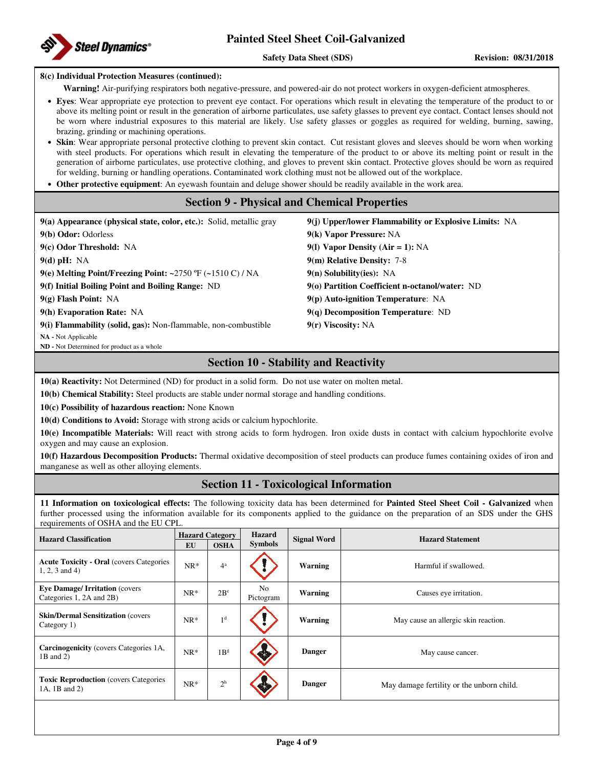**8(c) Individual Protection Measures (continued):**

**Warning!** Air-purifying respirators both negative-pressure, and powered-air do not protect workers in oxygen-deficient atmospheres.

- **Eyes**: Wear appropriate eye protection to prevent eye contact. For operations which result in elevating the temperature of the product to or above its melting point or result in the generation of airborne particulates, use safety glasses to prevent eye contact. Contact lenses should not be worn where industrial exposures to this material are likely. Use safety glasses or goggles as required for welding, burning, sawing, brazing, grinding or machining operations.
- **Skin**: Wear appropriate personal protective clothing to prevent skin contact. Cut resistant gloves and sleeves should be worn when working with steel products. For operations which result in elevating the temperature of the product to or above its melting point or result in the generation of airborne particulates, use protective clothing, and gloves to prevent skin contact. Protective gloves should be worn as required for welding, burning or handling operations. Contaminated work clothing must not be allowed out of the workplace.
- **Other protective equipment**: An eyewash fountain and deluge shower should be readily available in the work area.

## Section 9 - Physical and Chemical Properties

**9(a) Appearance (physical state, color, etc.):** Solid, metallic gray

**9(b) Odor:** Odorless

**9(c) Odor Threshold:** NA

**9(d) pH:** NA

**9(e) Melting Point/Freezing Point:** ~2750 ºF (~1510 C) / NA

**9(f) Initial Boiling Point and Boiling Range:** ND

**9(g) Flash Point:** NA

**9(h) Evaporation Rate:** NA

**9(i) Flammability (solid, gas):** Non-flammable, non-combustible

**9(j) Upper/lower Flammability or Explosive Limits:** NA

**9(k) Vapor Pressure:** NA

**9(l) Vapor Density (Air = 1):** NA

**9(m) Relative Density:** 7-8

**9(n) Solubility(ies):** NA

**9(o) Partition Coefficient n-octanol/water:** ND

**9(p) Auto-ignition Temperature**: NA

**9(q) Decomposition Temperature**: ND

**9(r) Viscosity:** NA

**NA -** Not Applicable
**ND -** Not Determined for product as a whole

## Section 10 - Stability and Reactivity

**10(a) Reactivity:** Not Determined (ND) for product in a solid form. Do not use water on molten metal.

**10(b) Chemical Stability:** Steel products are stable under normal storage and handling conditions.

**10(c) Possibility of hazardous reaction:** None Known

**10(d) Conditions to Avoid:** Storage with strong acids or calcium hypochlorite.

**10(e) Incompatible Materials:** Will react with strong acids to form hydrogen. Iron oxide dusts in contact with calcium hypochlorite evolve oxygen and may cause an explosion.

**10(f) Hazardous Decomposition Products:** Thermal oxidative decomposition of steel products can produce fumes containing oxides of iron and manganese as well as other alloying elements.

## Section 11 - Toxicological Information

**11 Information on toxicological effects:** The following toxicity data has been determined for **Painted Steel Sheet Coil - Galvanized** when further processed using the information available for its components applied to the guidance on the preparation of an SDS under the GHS requirements of OSHA and the EU CPL.

| Hazard Classification | Hazard Category | | Hazard Symbols | Signal Word | Hazard Statement |
|---|---|---|---|---|---|
| | EU | OSHA | | | |
| **Acute Toxicity - Oral** (covers Categories 1, 2, 3 and 4) | NR* | 4[a] | | Warning | Harmful if swallowed. |
| **Eye Damage/ Irritation** (covers Categories 1, 2A and 2B) | NR* | 2B[c] | No Pictogram | Warning | Causes eye irritation. |
| **Skin/Dermal Sensitization** (covers Category 1) | NR* | 1[d] | | Warning | May cause an allergic skin reaction. |
| **Carcinogenicity** (covers Categories 1A, 1B and 2) | NR* | 1B[g] | | Danger | May cause cancer. |
| **Toxic Reproduction** (covers Categories 1A, 1B and 2) | NR* | 2[h] | | Danger | May damage fertility or the unborn child. |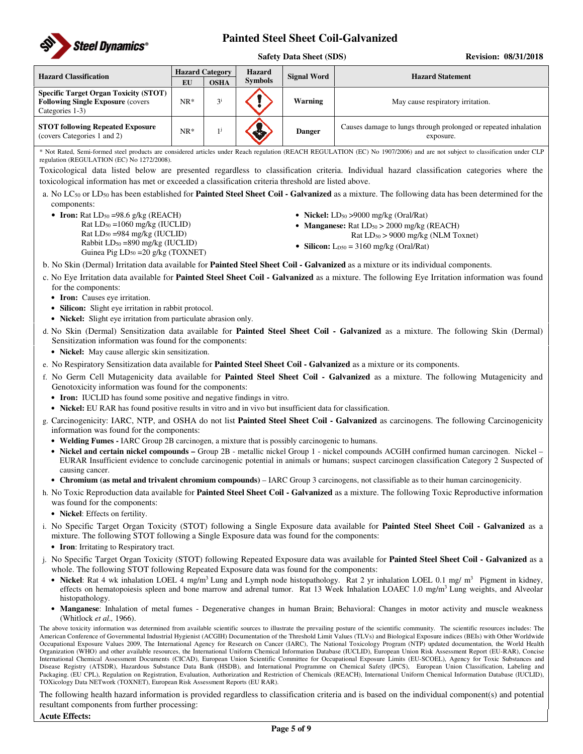| Hazard Classification | Hazard Category | | Hazard Symbols | Signal Word | Hazard Statement |
| --- | --- | --- | --- | --- | --- |
| | EU | OSHA | | | |
| **Specific Target Organ Toxicity (STOT) Following Single Exposure** (covers Categories 1-3) | NR* | 3[i] | | Warning | May cause respiratory irritation. |
| **STOT following Repeated Exposure** (covers Categories 1 and 2) | NR* | 1[j] | | Danger | Causes damage to lungs through prolonged or repeated inhalation exposure. |

\* Not Rated, Semi-formed steel products are considered articles under Reach regulation (REACH REGULATION (EC) No 1907/2006) and are not subject to classification under CLP regulation (REGULATION (EC) No 1272/2008).

Toxicological data listed below are presented regardless to classification criteria. Individual hazard classification categories where the toxicological information has met or exceeded a classification criteria threshold are listed above.

a. No $LC_{50}$ or $LD_{50}$ has been established for **Painted Steel Sheet Coil - Galvanized** as a mixture. The following data has been determined for the components:
   - **Iron:** Rat $LD_{50}$ =98.6 g/kg (REACH)
     Rat $LD_{50}$ =1060 mg/kg (IUCLID)
     Rat $LD_{50}$ =984 mg/kg (IUCLID)
     Rabbit $LD_{50}$ =890 mg/kg (IUCLID)
     Guinea Pig $LD_{50}$ =20 g/kg (TOXNET)
   - **Nickel:** $LD_{50}$ >9000 mg/kg (Oral/Rat)
   - **Manganese:** Rat $LD_{50}$ > 2000 mg/kg (REACH)
     Rat $LD_{50}$ > 9000 mg/kg (NLM Toxnet)
   - **Silicon:** $L_{D50}$ = 3160 mg/kg (Oral/Rat)

b. No Skin (Dermal) Irritation data available for **Painted Steel Sheet Coil - Galvanized** as a mixture or its individual components.

c. No Eye Irritation data available for **Painted Steel Sheet Coil - Galvanized** as a mixture. The following Eye Irritation information was found for the components:
   - **Iron:** Causes eye irritation.
   - **Silicon:** Slight eye irritation in rabbit protocol.
   - **Nickel:** Slight eye irritation from particulate abrasion only.

d. No Skin (Dermal) Sensitization data available for **Painted Steel Sheet Coil - Galvanized** as a mixture. The following Skin (Dermal) Sensitization information was found for the components:
   - **Nickel:** May cause allergic skin sensitization.

e. No Respiratory Sensitization data available for **Painted Steel Sheet Coil - Galvanized** as a mixture or its components.

f. No Germ Cell Mutagenicity data available for **Painted Steel Sheet Coil - Galvanized** as a mixture. The following Mutagenicity and Genotoxicity information was found for the components:
   - **Iron:** IUCLID has found some positive and negative findings in vitro.
   - **Nickel:** EU RAR has found positive results in vitro and in vivo but insufficient data for classification.

g. Carcinogenicity: IARC, NTP, and OSHA do not list **Painted Steel Sheet Coil - Galvanized** as carcinogens. The following Carcinogenicity information was found for the components:
   - **Welding Fumes -** IARC Group 2B carcinogen, a mixture that is possibly carcinogenic to humans.
   - **Nickel and certain nickel compounds –** Group 2B - metallic nickel Group 1 - nickel compounds ACGIH confirmed human carcinogen. Nickel – EURAR Insufficient evidence to conclude carcinogenic potential in animals or humans; suspect carcinogen classification Category 2 Suspected of causing cancer.
   - **Chromium (as metal and trivalent chromium compounds)** – IARC Group 3 carcinogens, not classifiable as to their human carcinogenicity.

h. No Toxic Reproduction data available for **Painted Steel Sheet Coil - Galvanized** as a mixture. The following Toxic Reproductive information was found for the components:
   - **Nickel**: Effects on fertility.

i. No Specific Target Organ Toxicity (STOT) following a Single Exposure data available for **Painted Steel Sheet Coil - Galvanized** as a mixture. The following STOT following a Single Exposure data was found for the components:
   - **Iron**: Irritating to Respiratory tract.

j. No Specific Target Organ Toxicity (STOT) following Repeated Exposure data was available for **Painted Steel Sheet Coil - Galvanized** as a whole. The following STOT following Repeated Exposure data was found for the components:
   - **Nickel**: Rat 4 wk inhalation LOEL 4 mg/m$^3$ Lung and Lymph node histopathology. Rat 2 yr inhalation LOEL 0.1 mg/ m$^3$ Pigment in kidney, effects on hematopoiesis spleen and bone marrow and adrenal tumor. Rat 13 Week Inhalation LOAEC 1.0 mg/m$^3$ Lung weights, and Alveolar histopathology.
   - **Manganese**: Inhalation of metal fumes - Degenerative changes in human Brain; Behavioral: Changes in motor activity and muscle weakness (Whitlock *et al.,* 1966).

The above toxicity information was determined from available scientific sources to illustrate the prevailing posture of the scientific community. The scientific resources includes: The American Conference of Governmental Industrial Hygienist (ACGIH) Documentation of the Threshold Limit Values (TLVs) and Biological Exposure indices (BEIs) with Other Worldwide Occupational Exposure Values 2009, The International Agency for Research on Cancer (IARC), The National Toxicology Program (NTP) updated documentation, the World Health Organization (WHO) and other available resources, the International Uniform Chemical Information Database (IUCLID), European Union Risk Assessment Report (EU-RAR), Concise International Chemical Assessment Documents (CICAD), European Union Scientific Committee for Occupational Exposure Limits (EU-SCOEL), Agency for Toxic Substances and Disease Registry (ATSDR), Hazardous Substance Data Bank (HSDB), and International Programme on Chemical Safety (IPCS), European Union Classification, Labeling and Packaging. (EU CPL), Regulation on Registration, Evaluation, Authorization and Restriction of Chemicals (REACH), International Uniform Chemical Information Database (IUCLID), TOXicology Data NETwork (TOXNET), European Risk Assessment Reports (EU RAR).

The following health hazard information is provided regardless to classification criteria and is based on the individual component(s) and potential resultant components from further processing:

**Acute Effects:**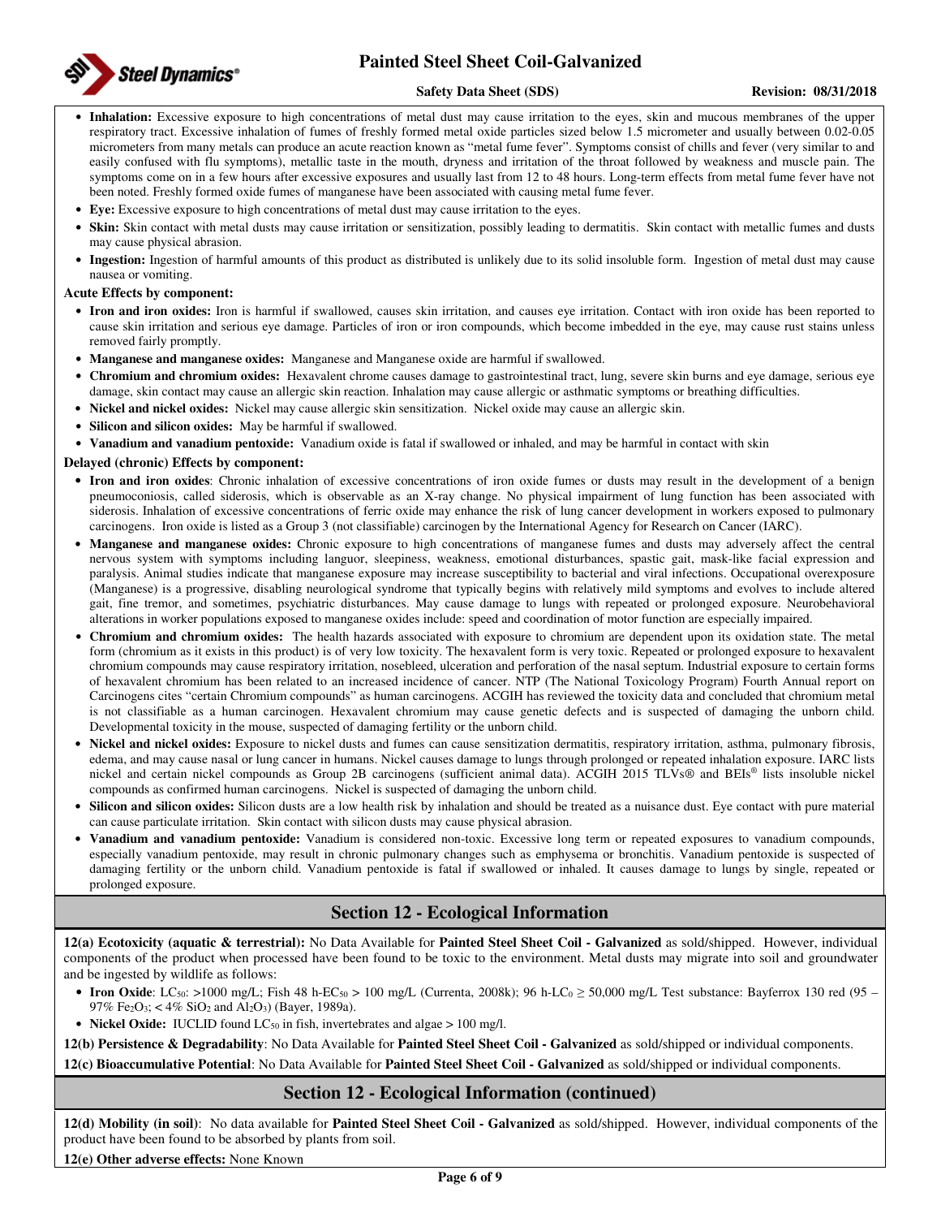- **Inhalation:** Excessive exposure to high concentrations of metal dust may cause irritation to the eyes, skin and mucous membranes of the upper respiratory tract. Excessive inhalation of fumes of freshly formed metal oxide particles sized below 1.5 micrometer and usually between 0.02-0.05 micrometers from many metals can produce an acute reaction known as "metal fume fever". Symptoms consist of chills and fever (very similar to and easily confused with flu symptoms), metallic taste in the mouth, dryness and irritation of the throat followed by weakness and muscle pain. The symptoms come on in a few hours after excessive exposures and usually last from 12 to 48 hours. Long-term effects from metal fume fever have not been noted. Freshly formed oxide fumes of manganese have been associated with causing metal fume fever.
- **Eye:** Excessive exposure to high concentrations of metal dust may cause irritation to the eyes.
- **Skin:** Skin contact with metal dusts may cause irritation or sensitization, possibly leading to dermatitis. Skin contact with metallic fumes and dusts may cause physical abrasion.
- **Ingestion:** Ingestion of harmful amounts of this product as distributed is unlikely due to its solid insoluble form. Ingestion of metal dust may cause nausea or vomiting.

**Acute Effects by component:**

- **Iron and iron oxides:** Iron is harmful if swallowed, causes skin irritation, and causes eye irritation. Contact with iron oxide has been reported to cause skin irritation and serious eye damage. Particles of iron or iron compounds, which become imbedded in the eye, may cause rust stains unless removed fairly promptly.
- **Manganese and manganese oxides:** Manganese and Manganese oxide are harmful if swallowed.
- **Chromium and chromium oxides:** Hexavalent chrome causes damage to gastrointestinal tract, lung, severe skin burns and eye damage, serious eye damage, skin contact may cause an allergic skin reaction. Inhalation may cause allergic or asthmatic symptoms or breathing difficulties.
- **Nickel and nickel oxides:** Nickel may cause allergic skin sensitization. Nickel oxide may cause an allergic skin.
- **Silicon and silicon oxides:** May be harmful if swallowed.
- **Vanadium and vanadium pentoxide:** Vanadium oxide is fatal if swallowed or inhaled, and may be harmful in contact with skin

**Delayed (chronic) Effects by component:**

- **Iron and iron oxides**: Chronic inhalation of excessive concentrations of iron oxide fumes or dusts may result in the development of a benign pneumoconiosis, called siderosis, which is observable as an X-ray change. No physical impairment of lung function has been associated with siderosis. Inhalation of excessive concentrations of ferric oxide may enhance the risk of lung cancer development in workers exposed to pulmonary carcinogens. Iron oxide is listed as a Group 3 (not classifiable) carcinogen by the International Agency for Research on Cancer (IARC).
- **Manganese and manganese oxides:** Chronic exposure to high concentrations of manganese fumes and dusts may adversely affect the central nervous system with symptoms including languor, sleepiness, weakness, emotional disturbances, spastic gait, mask-like facial expression and paralysis. Animal studies indicate that manganese exposure may increase susceptibility to bacterial and viral infections. Occupational overexposure (Manganese) is a progressive, disabling neurological syndrome that typically begins with relatively mild symptoms and evolves to include altered gait, fine tremor, and sometimes, psychiatric disturbances. May cause damage to lungs with repeated or prolonged exposure. Neurobehavioral alterations in worker populations exposed to manganese oxides include: speed and coordination of motor function are especially impaired.
- **Chromium and chromium oxides:** The health hazards associated with exposure to chromium are dependent upon its oxidation state. The metal form (chromium as it exists in this product) is of very low toxicity. The hexavalent form is very toxic. Repeated or prolonged exposure to hexavalent chromium compounds may cause respiratory irritation, nosebleed, ulceration and perforation of the nasal septum. Industrial exposure to certain forms of hexavalent chromium has been related to an increased incidence of cancer. NTP (The National Toxicology Program) Fourth Annual report on Carcinogens cites "certain Chromium compounds" as human carcinogens. ACGIH has reviewed the toxicity data and concluded that chromium metal is not classifiable as a human carcinogen. Hexavalent chromium may cause genetic defects and is suspected of damaging the unborn child. Developmental toxicity in the mouse, suspected of damaging fertility or the unborn child.
- **Nickel and nickel oxides:** Exposure to nickel dusts and fumes can cause sensitization dermatitis, respiratory irritation, asthma, pulmonary fibrosis, edema, and may cause nasal or lung cancer in humans. Nickel causes damage to lungs through prolonged or repeated inhalation exposure. IARC lists nickel and certain nickel compounds as Group 2B carcinogens (sufficient animal data). ACGIH 2015 TLVs® and BEIs® lists insoluble nickel compounds as confirmed human carcinogens. Nickel is suspected of damaging the unborn child.
- **Silicon and silicon oxides:** Silicon dusts are a low health risk by inhalation and should be treated as a nuisance dust. Eye contact with pure material can cause particulate irritation. Skin contact with silicon dusts may cause physical abrasion.
- **Vanadium and vanadium pentoxide:** Vanadium is considered non-toxic. Excessive long term or repeated exposures to vanadium compounds, especially vanadium pentoxide, may result in chronic pulmonary changes such as emphysema or bronchitis. Vanadium pentoxide is suspected of damaging fertility or the unborn child. Vanadium pentoxide is fatal if swallowed or inhaled. It causes damage to lungs by single, repeated or prolonged exposure.

## Section 12 - Ecological Information

**12(a) Ecotoxicity (aquatic & terrestrial):** No Data Available for **Painted Steel Sheet Coil - Galvanized** as sold/shipped. However, individual components of the product when processed have been found to be toxic to the environment. Metal dusts may migrate into soil and groundwater and be ingested by wildlife as follows:

- **Iron Oxide**: $LC_{50}$: >1000 mg/L; Fish 48 h-$EC_{50}$ > 100 mg/L (Currenta, 2008k); 96 h-$LC_0$ ≥ 50,000 mg/L Test substance: Bayferrox 130 red (95 – 97% $Fe_2O_3$; < 4% $SiO_2$ and $Al_2O_3$) (Bayer, 1989a).
- **Nickel Oxide:** IUCLID found $LC_{50}$ in fish, invertebrates and algae > 100 mg/l.

**12(b) Persistence & Degradability**: No Data Available for **Painted Steel Sheet Coil - Galvanized** as sold/shipped or individual components.

**12(c) Bioaccumulative Potential**: No Data Available for **Painted Steel Sheet Coil - Galvanized** as sold/shipped or individual components.

## Section 12 - Ecological Information (continued)

**12(d) Mobility (in soil)**: No data available for **Painted Steel Sheet Coil - Galvanized** as sold/shipped. However, individual components of the product have been found to be absorbed by plants from soil.

**12(e) Other adverse effects:** None Known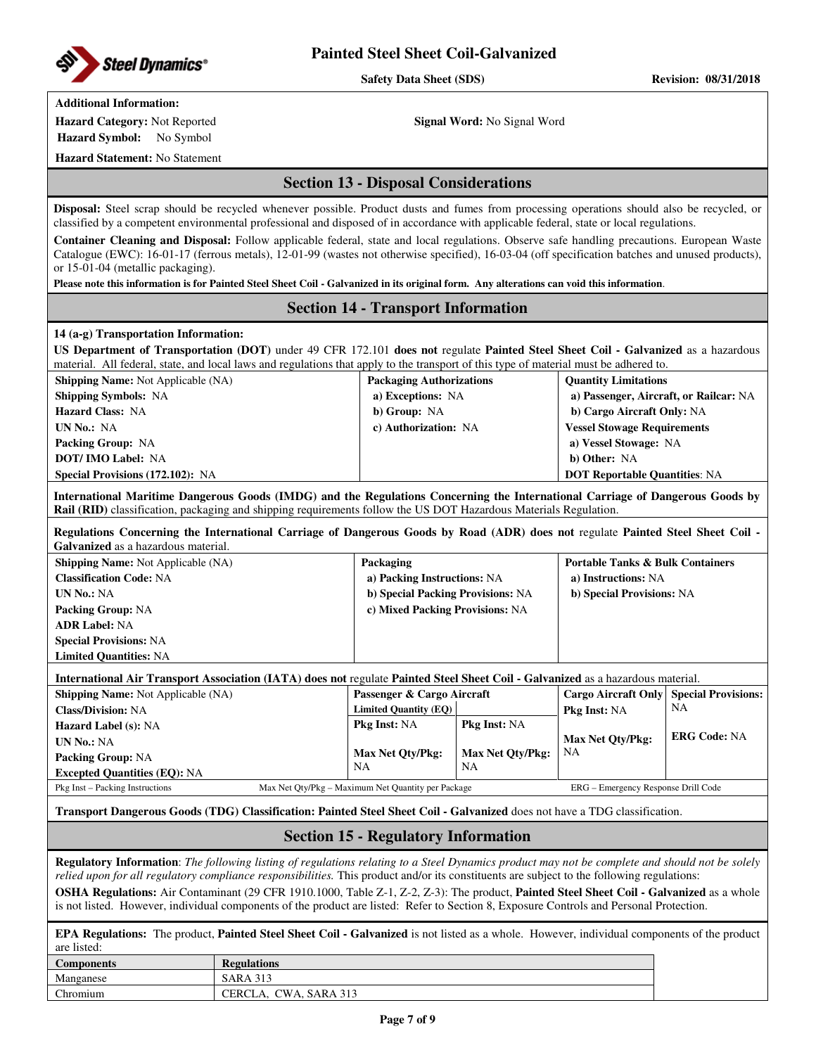**Additional Information:**

**Hazard Category:** Not Reported

**Signal Word:** No Signal Word

**Hazard Symbol:** No Symbol

**Hazard Statement:** No Statement

## Section 13 - Disposal Considerations

**Disposal:** Steel scrap should be recycled whenever possible. Product dusts and fumes from processing operations should also be recycled, or classified by a competent environmental professional and disposed of in accordance with applicable federal, state or local regulations.

**Container Cleaning and Disposal:** Follow applicable federal, state and local regulations. Observe safe handling precautions. European Waste Catalogue (EWC): 16-01-17 (ferrous metals), 12-01-99 (wastes not otherwise specified), 16-03-04 (off specification batches and unused products), or 15-01-04 (metallic packaging).

**Please note this information is for Painted Steel Sheet Coil - Galvanized in its original form. Any alterations can void this information**.

## Section 14 - Transport Information

**14 (a-g) Transportation Information:**

**US Department of Transportation (DOT)** under 49 CFR 172.101 **does not** regulate **Painted Steel Sheet Coil - Galvanized** as a hazardous material. All federal, state, and local laws and regulations that apply to the transport of this type of material must be adhered to.

| | | |
|---|---|---|
| **Shipping Name:** Not Applicable (NA) | **Packaging Authorizations** | **Quantity Limitations** |
| **Shipping Symbols:** NA | **a) Exceptions:** NA | **a) Passenger, Aircraft, or Railcar:** NA |
| **Hazard Class:** NA | **b) Group:** NA | **b) Cargo Aircraft Only:** NA |
| **UN No.:** NA | **c) Authorization:** NA | **Vessel Stowage Requirements** |
| **Packing Group:** NA | | **a) Vessel Stowage:** NA |
| **DOT/ IMO Label:** NA | | **b) Other:** NA |
| **Special Provisions (172.102):** NA | | **DOT Reportable Quantities**: NA |

**International Maritime Dangerous Goods (IMDG) and the Regulations Concerning the International Carriage of Dangerous Goods by Rail (RID)** classification, packaging and shipping requirements follow the US DOT Hazardous Materials Regulation.

**Regulations Concerning the International Carriage of Dangerous Goods by Road (ADR) does not** regulate **Painted Steel Sheet Coil - Galvanized** as a hazardous material.

| | | |
|---|---|---|
| **Shipping Name:** Not Applicable (NA) | **Packaging** | **Portable Tanks & Bulk Containers** |
| **Classification Code:** NA | **a) Packing Instructions:** NA | **a) Instructions:** NA |
| **UN No.:** NA | **b) Special Packing Provisions:** NA | **b) Special Provisions:** NA |
| **Packing Group:** NA | **c) Mixed Packing Provisions:** NA | |
| **ADR Label:** NA | | |
| **Special Provisions:** NA | | |
| **Limited Quantities:** NA | | |

**International Air Transport Association (IATA) does not** regulate **Painted Steel Sheet Coil - Galvanized** as a hazardous material.

| | | | | |
|---|---|---|---|---|
| **Shipping Name:** Not Applicable (NA) | **Passenger & Cargo Aircraft** | | **Cargo Aircraft Only** | **Special Provisions:** NA |
| **Class/Division:** NA | **Limited Quantity (EQ)** | | **Pkg Inst:** NA | |
| **Hazard Label (s):** NA | **Pkg Inst:** NA | **Pkg Inst:** NA | | **ERG Code:** NA |
| **UN No.:** NA | | | **Max Net Qty/Pkg:** NA | |
| **Packing Group:** NA | **Max Net Qty/Pkg:** NA | **Max Net Qty/Pkg:** NA | | |
| **Excepted Quantities (EQ):** NA | | | | |

Pkg Inst – Packing Instructions    Max Net Qty/Pkg – Maximum Net Quantity per Package    ERG – Emergency Response Drill Code

**Transport Dangerous Goods (TDG) Classification: Painted Steel Sheet Coil - Galvanized** does not have a TDG classification.

## Section 15 - Regulatory Information

**Regulatory Information**: *The following listing of regulations relating to a Steel Dynamics product may not be complete and should not be solely relied upon for all regulatory compliance responsibilities.* This product and/or its constituents are subject to the following regulations:

**OSHA Regulations:** Air Contaminant (29 CFR 1910.1000, Table Z-1, Z-2, Z-3): The product, **Painted Steel Sheet Coil - Galvanized** as a whole is not listed. However, individual components of the product are listed: Refer to Section 8, Exposure Controls and Personal Protection.

**EPA Regulations:** The product, **Painted Steel Sheet Coil - Galvanized** is not listed as a whole. However, individual components of the product are listed:

| Components | Regulations |
|---|---|
| Manganese | SARA 313 |
| Chromium | CERCLA, CWA, SARA 313 |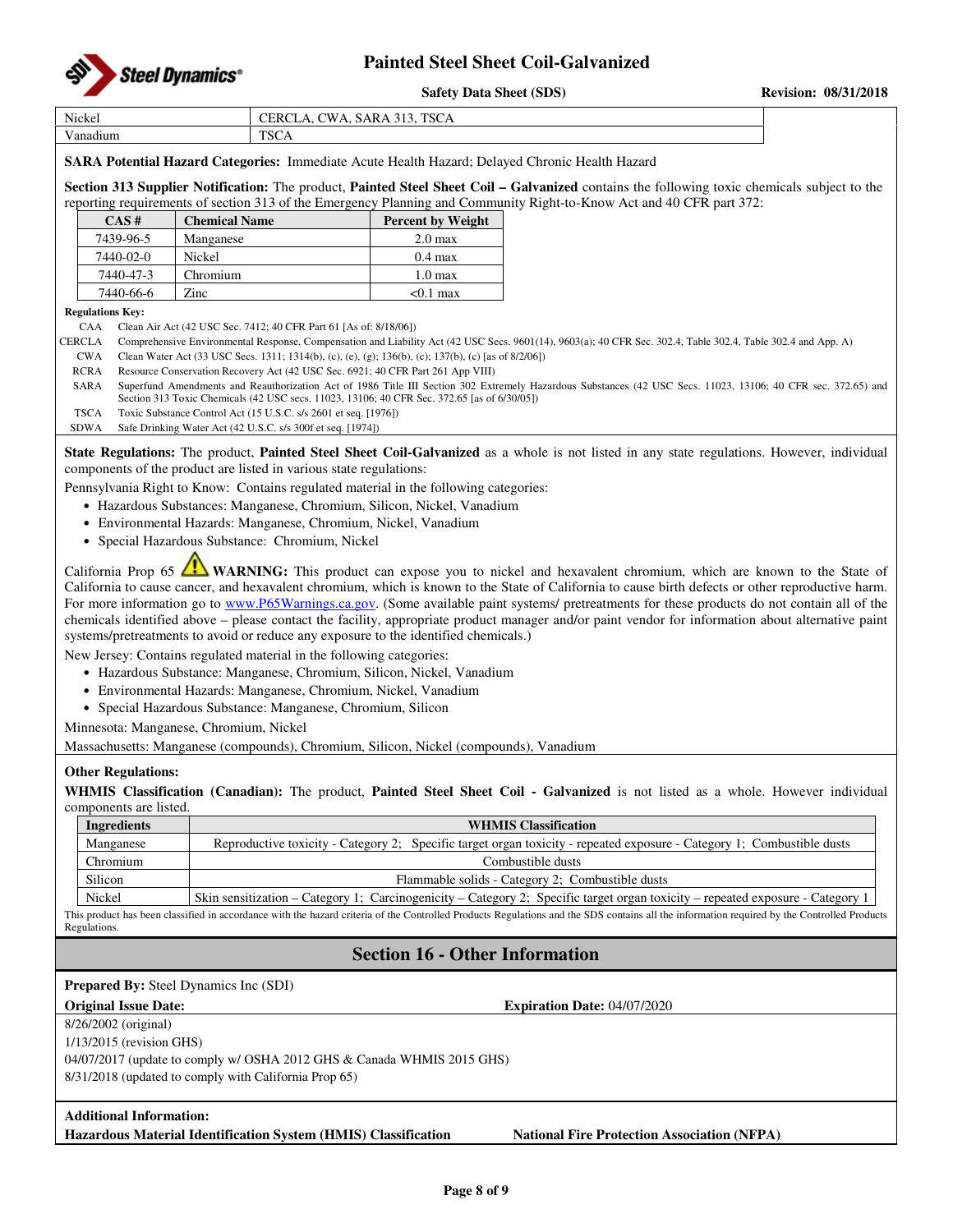| | |
|---|---|
| Nickel | CERCLA, CWA, SARA 313, TSCA |
| Vanadium | TSCA |

**SARA Potential Hazard Categories:** Immediate Acute Health Hazard; Delayed Chronic Health Hazard

**Section 313 Supplier Notification:** The product, **Painted Steel Sheet Coil – Galvanized** contains the following toxic chemicals subject to the reporting requirements of section 313 of the Emergency Planning and Community Right-to-Know Act and 40 CFR part 372:

| CAS # | Chemical Name | Percent by Weight |
|---|---|---|
| 7439-96-5 | Manganese | 2.0 max |
| 7440-02-0 | Nickel | 0.4 max |
| 7440-47-3 | Chromium | 1.0 max |
| 7440-66-6 | Zinc | <0.1 max |

**Regulations Key:**

| | |
|---|---|
| CAA | Clean Air Act (42 USC Sec. 7412; 40 CFR Part 61 [As of: 8/18/06]) |
| CERCLA | Comprehensive Environmental Response, Compensation and Liability Act (42 USC Secs. 9601(14), 9603(a); 40 CFR Sec. 302.4, Table 302.4, Table 302.4 and App. A) |
| CWA | Clean Water Act (33 USC Secs. 1311; 1314(b), (c), (e), (g); 136(b), (c); 137(b), (c) [as of 8/2/06]) |
| RCRA | Resource Conservation Recovery Act (42 USC Sec. 6921; 40 CFR Part 261 App VIII) |
| SARA | Superfund Amendments and Reauthorization Act of 1986 Title III Section 302 Extremely Hazardous Substances (42 USC Secs. 11023, 13106; 40 CFR sec. 372.65) and Section 313 Toxic Chemicals (42 USC secs. 11023, 13106; 40 CFR Sec. 372.65 [as of 6/30/05]) |
| TSCA | Toxic Substance Control Act (15 U.S.C. s/s 2601 et seq. [1976]) |
| SDWA | Safe Drinking Water Act (42 U.S.C. s/s 300f et seq. [1974]) |

**State Regulations:** The product, **Painted Steel Sheet Coil-Galvanized** as a whole is not listed in any state regulations. However, individual components of the product are listed in various state regulations:

Pennsylvania Right to Know: Contains regulated material in the following categories:

- Hazardous Substances: Manganese, Chromium, Silicon, Nickel, Vanadium
- Environmental Hazards: Manganese, Chromium, Nickel, Vanadium
- Special Hazardous Substance: Chromium, Nickel

California Prop 65 ⚠ **WARNING:** This product can expose you to nickel and hexavalent chromium, which are known to the State of California to cause cancer, and hexavalent chromium, which is known to the State of California to cause birth defects or other reproductive harm. For more information go to www.P65Warnings.ca.gov. (Some available paint systems/ pretreatments for these products do not contain all of the chemicals identified above – please contact the facility, appropriate product manager and/or paint vendor for information about alternative paint systems/pretreatments to avoid or reduce any exposure to the identified chemicals.)

New Jersey: Contains regulated material in the following categories:

- Hazardous Substance: Manganese, Chromium, Silicon, Nickel, Vanadium
- Environmental Hazards: Manganese, Chromium, Nickel, Vanadium
- Special Hazardous Substance: Manganese, Chromium, Silicon

Minnesota: Manganese, Chromium, Nickel

Massachusetts: Manganese (compounds), Chromium, Silicon, Nickel (compounds), Vanadium

**Other Regulations:**

**WHMIS Classification (Canadian):** The product, **Painted Steel Sheet Coil - Galvanized** is not listed as a whole. However individual components are listed.

| Ingredients | WHMIS Classification |
|---|---|
| Manganese | Reproductive toxicity - Category 2; Specific target organ toxicity - repeated exposure - Category 1; Combustible dusts |
| Chromium | Combustible dusts |
| Silicon | Flammable solids - Category 2; Combustible dusts |
| Nickel | Skin sensitization – Category 1; Carcinogenicity – Category 2; Specific target organ toxicity – repeated exposure - Category 1 |

This product has been classified in accordance with the hazard criteria of the Controlled Products Regulations and the SDS contains all the information required by the Controlled Products Regulations.

## Section 16 - Other Information

**Prepared By:** Steel Dynamics Inc (SDI)

**Original Issue Date:** **Expiration Date:** 04/07/2020

8/26/2002 (original)

1/13/2015 (revision GHS)

04/07/2017 (update to comply w/ OSHA 2012 GHS & Canada WHMIS 2015 GHS)

8/31/2018 (updated to comply with California Prop 65)

**Additional Information:**

**Hazardous Material Identification System (HMIS) Classification** **National Fire Protection Association (NFPA)**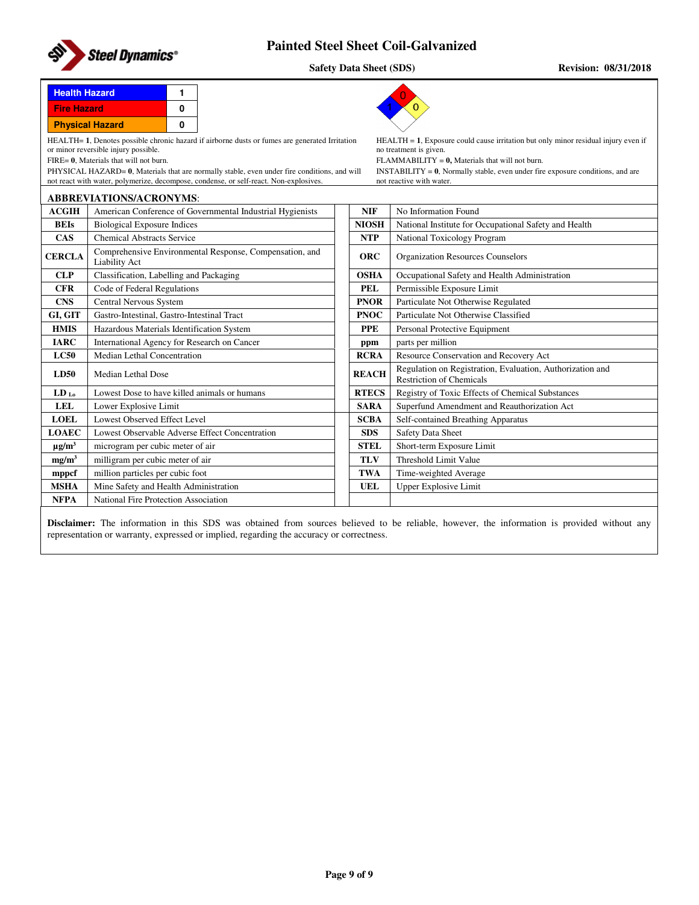# Painted Steel Sheet Coil-Galvanized

**Safety Data Sheet (SDS)** **Revision: 08/31/2018**

| | |
|---|---|
| **Health Hazard** | **1** |
| **Fire Hazard** | **0** |
| **Physical Hazard** | **0** |

HEALTH= **1**, Denotes possible chronic hazard if airborne dusts or fumes are generated Irritation or minor reversible injury possible.

FIRE= **0**, Materials that will not burn.

PHYSICAL HAZARD= **0**, Materials that are normally stable, even under fire conditions, and will not react with water, polymerize, decompose, condense, or self-react. Non-explosives.

HEALTH = **1**, Exposure could cause irritation but only minor residual injury even if no treatment is given.

FLAMMABILITY = **0,** Materials that will not burn.

INSTABILITY = **0**, Normally stable, even under fire exposure conditions, and are not reactive with water.

## ABBREVIATIONS/ACRONYMS:

| | | | |
|---|---|---|---|
| **ACGIH** | American Conference of Governmental Industrial Hygienists | **NIF** | No Information Found |
| **BEIs** | Biological Exposure Indices | **NIOSH** | National Institute for Occupational Safety and Health |
| **CAS** | Chemical Abstracts Service | **NTP** | National Toxicology Program |
| **CERCLA** | Comprehensive Environmental Response, Compensation, and Liability Act | **ORC** | Organization Resources Counselors |
| **CLP** | Classification, Labelling and Packaging | **OSHA** | Occupational Safety and Health Administration |
| **CFR** | Code of Federal Regulations | **PEL** | Permissible Exposure Limit |
| **CNS** | Central Nervous System | **PNOR** | Particulate Not Otherwise Regulated |
| **GI, GIT** | Gastro-Intestinal, Gastro-Intestinal Tract | **PNOC** | Particulate Not Otherwise Classified |
| **HMIS** | Hazardous Materials Identification System | **PPE** | Personal Protective Equipment |
| **IARC** | International Agency for Research on Cancer | **ppm** | parts per million |
| **LC50** | Median Lethal Concentration | **RCRA** | Resource Conservation and Recovery Act |
| **LD50** | Median Lethal Dose | **REACH** | Regulation on Registration, Evaluation, Authorization and Restriction of Chemicals |
| **$LD_{Lo}$** | Lowest Dose to have killed animals or humans | **RTECS** | Registry of Toxic Effects of Chemical Substances |
| **LEL** | Lower Explosive Limit | **SARA** | Superfund Amendment and Reauthorization Act |
| **LOEL** | Lowest Observed Effect Level | **SCBA** | Self-contained Breathing Apparatus |
| **LOAEC** | Lowest Observable Adverse Effect Concentration | **SDS** | Safety Data Sheet |
| **$\mu g/m^3$** | microgram per cubic meter of air | **STEL** | Short-term Exposure Limit |
| **$mg/m^3$** | milligram per cubic meter of air | **TLV** | Threshold Limit Value |
| **mppcf** | million particles per cubic foot | **TWA** | Time-weighted Average |
| **MSHA** | Mine Safety and Health Administration | **UEL** | Upper Explosive Limit |
| **NFPA** | National Fire Protection Association | | |

**Disclaimer:** The information in this SDS was obtained from sources believed to be reliable, however, the information is provided without any representation or warranty, expressed or implied, regarding the accuracy or correctness.